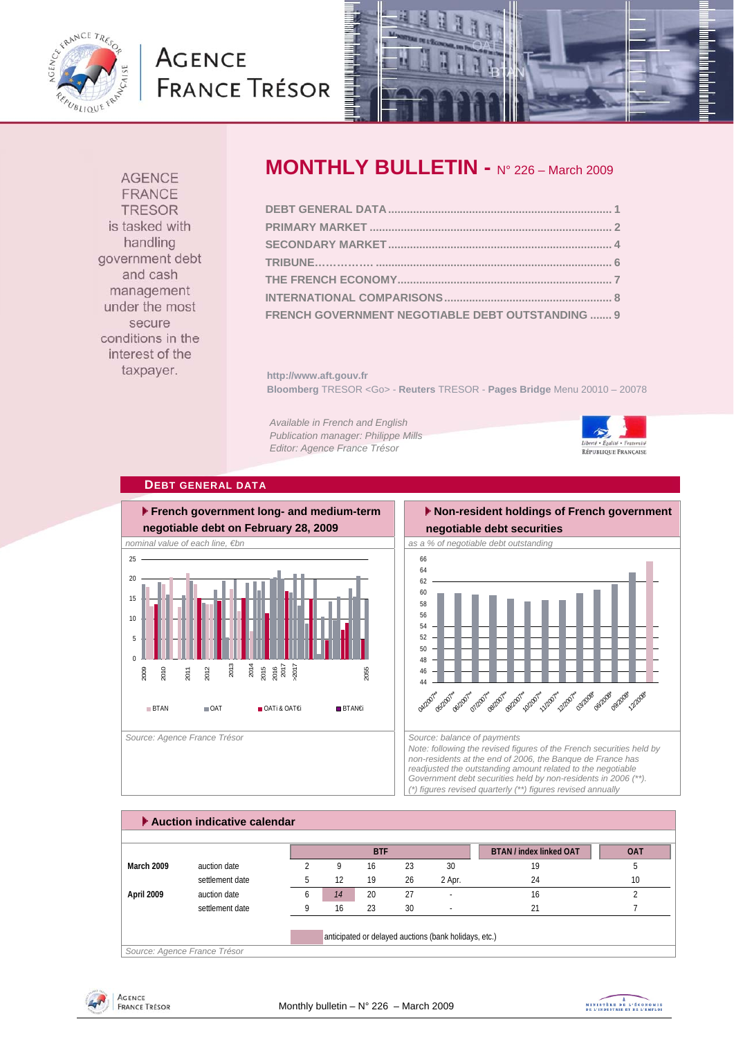# AGENCE FRANCE TRÉSOR

AGENCE FRANCE TRESOR is tasked with handling government debt and cash management under the most secure conditions in the interest of the taxpayer.

## MONTHLY BULLETIN - N° 226 – March 2009

- DEBT GENERAL DATA ........ 1
- PRIMARY MARKET ........ 2
- SECONDARY MARKET ........ 4
- TRIBUNE ........ 6
- THE FRENCH ECONOMY ........ 7
- INTERNATIONAL COMPARISONS ........ 8
- FRENCH GOVERNMENT NEGOTIABLE DEBT OUTSTANDING ....... 9

http://www.aft.gouv.fr

**Bloomberg** TRESOR <Go> - **Reuters** TRESOR - **Pages Bridge** Menu 20010 – 20078

*Available in French and English*
*Publication manager: Philippe Mills*
*Editor: Agence France Trésor*

## DEBT GENERAL DATA

### French government long- and medium-term negotiable debt on February 28, 2009

*nominal value of each line, €bn*

BTAN | OAT | OATi & OAT€i | BTAN€i

*Source: Agence France Trésor*

### Non-resident holdings of French government negotiable debt securities

*as a % of negotiable debt outstanding*

*Source: balance of payments*

*Note: following the revised figures of the French securities held by non-residents at the end of 2006, the Banque de France has readjusted the outstanding amount related to the negotiable Government debt securities held by non-residents in 2006 (\*\*).*
*(\*) figures revised quarterly (\*\*) figures revised annually*

### Auction indicative calendar

| | | BTF | | | | | BTAN / index linked OAT | OAT |
|---|---|---|---|---|---|---|---|---|
| **March 2009** | auction date | 2 | 9 | 16 | 23 | 30 | 19 | 5 |
| | settlement date | 5 | 12 | 19 | 26 | 2 Apr. | 24 | 10 |
| **April 2009** | auction date | 6 | *14* | 20 | 27 | - | 16 | 2 |
| | settlement date | 9 | 16 | 23 | 30 | - | 21 | 7 |

anticipated or delayed auctions (bank holidays, etc.)

*Source: Agence France Trésor*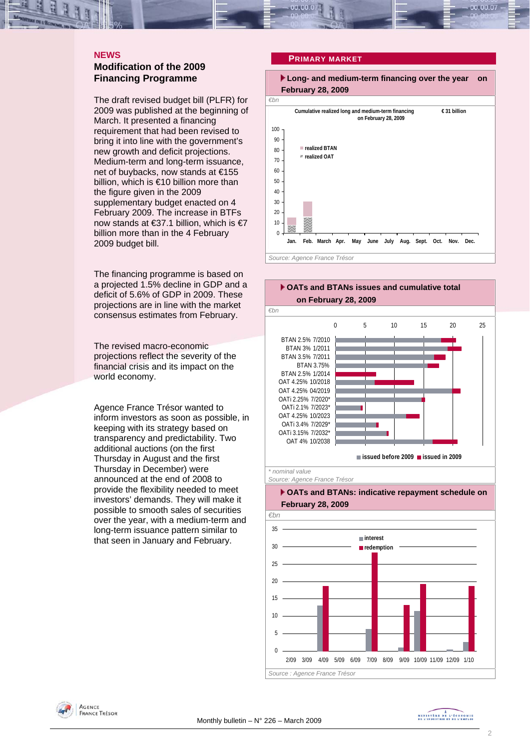## NEWS

### Modification of the 2009 Financing Programme

The draft revised budget bill (PLFR) for 2009 was published at the beginning of March. It presented a financing requirement that had been revised to bring it into line with the government's new growth and deficit projections. Medium-term and long-term issuance, net of buybacks, now stands at €155 billion, which is €10 billion more than the figure given in the 2009 supplementary budget enacted on 4 February 2009. The increase in BTFs now stands at €37.1 billion, which is €7 billion more than in the 4 February 2009 budget bill.

The financing programme is based on a projected 1.5% decline in GDP and a deficit of 5.6% of GDP in 2009. These projections are in line with the market consensus estimates from February.

The revised macro-economic projections reflect the severity of the financial crisis and its impact on the world economy.

Agence France Trésor wanted to inform investors as soon as possible, in keeping with its strategy based on transparency and predictability. Two additional auctions (on the first Thursday in August and the first Thursday in December) were announced at the end of 2008 to provide the flexibility needed to meet investors' demands. They will make it possible to smooth sales of securities over the year, with a medium-term and long-term issuance pattern similar to that seen in January and February.

## PRIMARY MARKET

### Long- and medium-term financing over the year on February 28, 2009

€bn

Cumulative realized long and medium-term financing on February 28, 2009: € 31 billion

Legend: realized BTAN, realized OAT

Months: Jan., Feb., March, Apr., May, June, July, Aug., Sept., Oct., Nov., Dec.

Source: Agence France Trésor

### OATs and BTANs issues and cumulative total on February 28, 2009

€bn

Securities: BTAN 2.5% 7/2010, BTAN 3% 1/2011, BTAN 3.5% 7/2011, BTAN 3.75%, BTAN 2.5% 1/2014, OAT 4.25% 10/2018, OAT 4.25% 04/2019, OATi 2.25% 7/2020*, OATi 2.1% 7/2023*, OAT 4.25% 10/2023, OATi 3.4% 7/2029*, OATi 3.15% 7/2032*, OAT 4% 10/2038

Legend: issued before 2009, issued in 2009

\* nominal value

Source: Agence France Trésor

### OATs and BTANs: indicative repayment schedule on February 28, 2009

€bn

Legend: interest, redemption

Months: 2/09, 3/09, 4/09, 5/09, 6/09, 7/09, 8/09, 9/09, 10/09, 11/09, 12/09, 1/10

Source : Agence France Trésor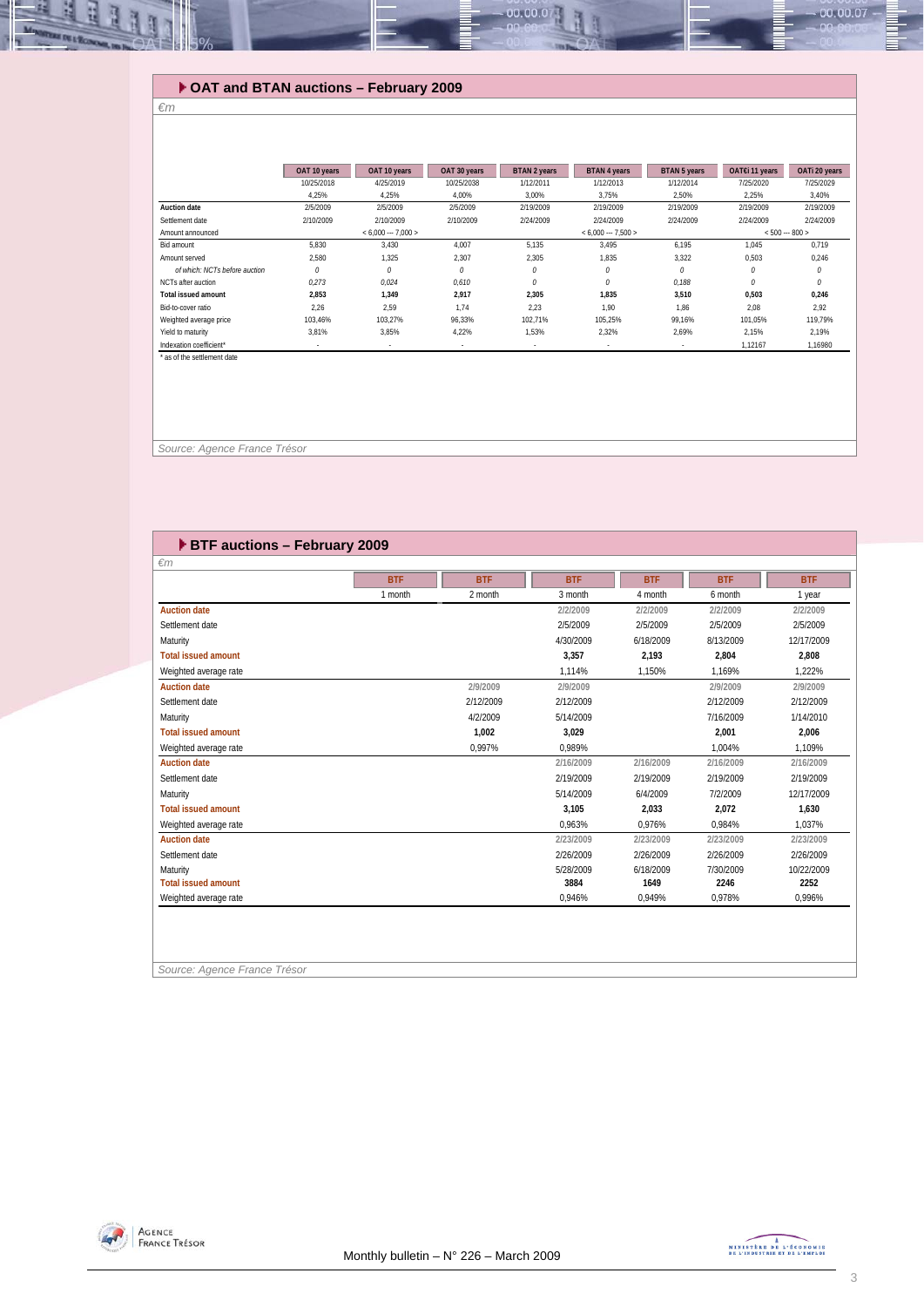## OAT and BTAN auctions – February 2009

*€m*

| | OAT 10 years | OAT 10 years | OAT 30 years | BTAN 2 years | BTAN 4 years | BTAN 5 years | OAT€i 11 years | OATi 20 years |
|---|---|---|---|---|---|---|---|---|
| | 10/25/2018 | 4/25/2019 | 10/25/2038 | 1/12/2011 | 1/12/2013 | 1/12/2014 | 7/25/2020 | 7/25/2029 |
| | 4,25% | 4,25% | 4,00% | 3,00% | 3,75% | 2,50% | 2,25% | 3,40% |
| **Auction date** | 2/5/2009 | 2/5/2009 | 2/5/2009 | 2/19/2009 | 2/19/2009 | 2/19/2009 | 2/19/2009 | 2/19/2009 |
| Settlement date | 2/10/2009 | 2/10/2009 | 2/10/2009 | 2/24/2009 | 2/24/2009 | 2/24/2009 | 2/24/2009 | 2/24/2009 |
| Amount announced | | < 6,000 --- 7,000 > | | | < 6,000 --- 7,500 > | | < 500 --- 800 > | |
| Bid amount | 5,830 | 3,430 | 4,007 | 5,135 | 3,495 | 6,195 | 1,045 | 0,719 |
| Amount served | 2,580 | 1,325 | 2,307 | 2,305 | 1,835 | 3,322 | 0,503 | 0,246 |
| *of which: NCTs before auction* | *0* | *0* | *0* | *0* | *0* | *0* | *0* | *0* |
| NCTs after auction | *0,273* | *0,024* | *0,610* | *0* | *0* | *0,188* | *0* | *0* |
| **Total issued amount** | **2,853** | **1,349** | **2,917** | **2,305** | **1,835** | **3,510** | **0,503** | **0,246** |
| Bid-to-cover ratio | 2,26 | 2,59 | 1,74 | 2,23 | 1,90 | 1,86 | 2,08 | 2,92 |
| Weighted average price | 103,46% | 103,27% | 96,33% | 102,71% | 105,25% | 99,16% | 101,05% | 119,79% |
| Yield to maturity | 3,81% | 3,85% | 4,22% | 1,53% | 2,32% | 2,69% | 2,15% | 2,19% |
| Indexation coefficient* | - | - | - | - | - | - | 1,12167 | 1,16980 |

\* as of the settlement date

*Source: Agence France Trésor*

## BTF auctions – February 2009

*€m*

| | BTF | BTF | BTF | BTF | BTF | BTF |
|---|---|---|---|---|---|---|
| | 1 month | 2 month | 3 month | 4 month | 6 month | 1 year |
| **Auction date** | | | 2/2/2009 | 2/2/2009 | 2/2/2009 | 2/2/2009 |
| Settlement date | | | 2/5/2009 | 2/5/2009 | 2/5/2009 | 2/5/2009 |
| Maturity | | | 4/30/2009 | 6/18/2009 | 8/13/2009 | 12/17/2009 |
| **Total issued amount** | | | **3,357** | **2,193** | **2,804** | **2,808** |
| Weighted average rate | | | 1,114% | 1,150% | 1,169% | 1,222% |
| **Auction date** | | 2/9/2009 | 2/9/2009 | | 2/9/2009 | 2/9/2009 |
| Settlement date | | 2/12/2009 | 2/12/2009 | | 2/12/2009 | 2/12/2009 |
| Maturity | | 4/2/2009 | 5/14/2009 | | 7/16/2009 | 1/14/2010 |
| **Total issued amount** | | **1,002** | **3,029** | | **2,001** | **2,006** |
| Weighted average rate | | 0,997% | 0,989% | | 1,004% | 1,109% |
| **Auction date** | | | 2/16/2009 | 2/16/2009 | 2/16/2009 | 2/16/2009 |
| Settlement date | | | 2/19/2009 | 2/19/2009 | 2/19/2009 | 2/19/2009 |
| Maturity | | | 5/14/2009 | 6/4/2009 | 7/2/2009 | 12/17/2009 |
| **Total issued amount** | | | **3,105** | **2,033** | **2,072** | **1,630** |
| Weighted average rate | | | 0,963% | 0,976% | 0,984% | 1,037% |
| **Auction date** | | | 2/23/2009 | 2/23/2009 | 2/23/2009 | 2/23/2009 |
| Settlement date | | | 2/26/2009 | 2/26/2009 | 2/26/2009 | 2/26/2009 |
| Maturity | | | 5/28/2009 | 6/18/2009 | 7/30/2009 | 10/22/2009 |
| **Total issued amount** | | | **3884** | **1649** | **2246** | **2252** |
| Weighted average rate | | | 0,946% | 0,949% | 0,978% | 0,996% |

*Source: Agence France Trésor*

Monthly bulletin – N° 226 – March 2009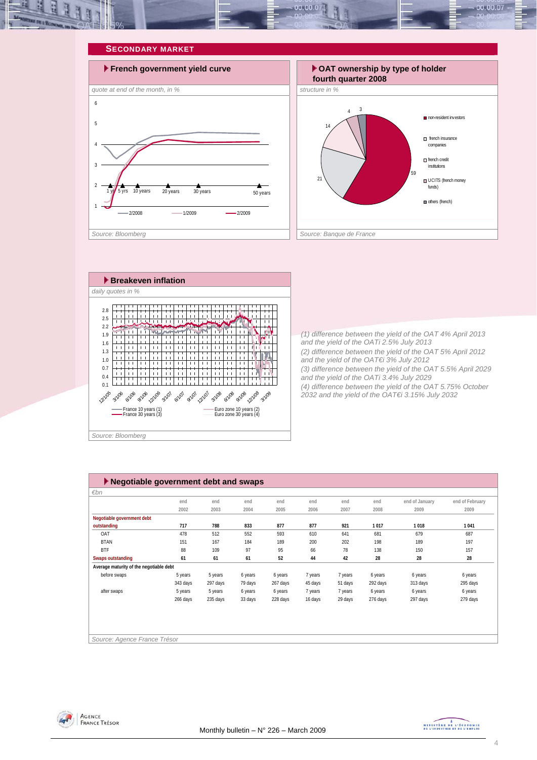## SECONDARY MARKET

### French government yield curve

*quote at end of the month, in %*

*Source: Bloomberg*

### OAT ownership by type of holder fourth quarter 2008

*structure in %*

*Source: Banque de France*

### Breakeven inflation

*daily quotes in %*

*Source: Bloomberg*

*(1) difference between the yield of the OAT 4% April 2013 and the yield of the OATi 2.5% July 2013*
*(2) difference between the yield of the OAT 5% April 2012 and the yield of the OAT€i 3% July 2012*
*(3) difference between the yield of the OAT 5.5% April 2029 and the yield of the OATi 3.4% July 2029*
*(4) difference between the yield of the OAT 5.75% October 2032 and the yield of the OAT€i 3.15% July 2032*

### Negotiable government debt and swaps

*€bn*

| | end 2002 | end 2003 | end 2004 | end 2005 | end 2006 | end 2007 | end 2008 | end of January 2009 | end of February 2009 |
|---|---|---|---|---|---|---|---|---|---|
| **Negotiable government debt outstanding** | **717** | **788** | **833** | **877** | **877** | **921** | **1 017** | **1 018** | **1 041** |
| OAT | 478 | 512 | 552 | 593 | 610 | 641 | 681 | 679 | 687 |
| BTAN | 151 | 167 | 184 | 189 | 200 | 202 | 198 | 189 | 197 |
| BTF | 88 | 109 | 97 | 95 | 66 | 78 | 138 | 150 | 157 |
| **Swaps outstanding** | **61** | **61** | **61** | **52** | **44** | **42** | **28** | **28** | **28** |
| **Average maturity of the negotiable debt** | | | | | | | | | |
| before swaps | 5 years | 5 years | 6 years | 6 years | 7 years | 7 years | 6 years | 6 years | 6 years |
| | 343 days | 297 days | 79 days | 267 days | 45 days | 51 days | 292 days | 313 days | 295 days |
| after swaps | 5 years | 5 years | 6 years | 6 years | 7 years | 7 years | 6 years | 6 years | 6 years |
| | 266 days | 235 days | 33 days | 228 days | 16 days | 29 days | 276 days | 297 days | 279 days |

*Source: Agence France Trésor*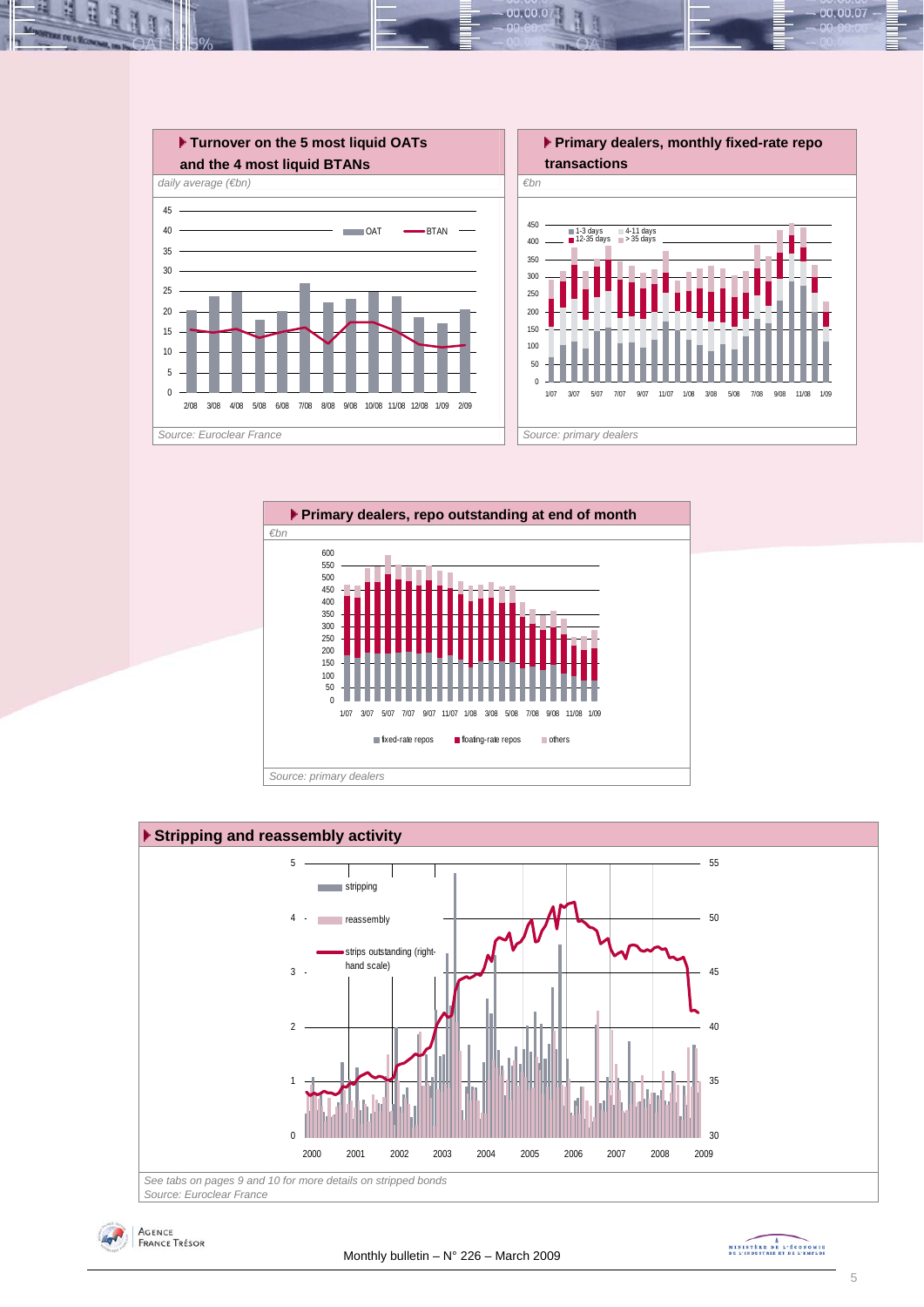### Turnover on the 5 most liquid OATs and the 4 most liquid BTANs

*daily average (€bn)*

*Source: Euroclear France*

### Primary dealers, monthly fixed-rate repo transactions

*€bn*

*Source: primary dealers*

### Primary dealers, repo outstanding at end of month

*€bn*

*Source: primary dealers*

### Stripping and reassembly activity

*See tabs on pages 9 and 10 for more details on stripped bonds*

*Source: Euroclear France*

Monthly bulletin – N° 226 – March 2009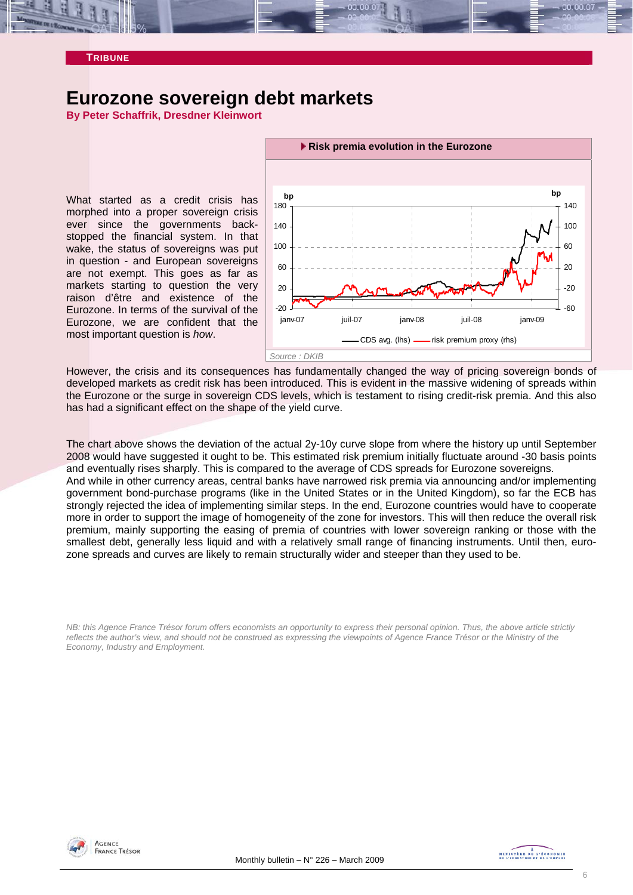**TRIBUNE**

# Eurozone sovereign debt markets

**By Peter Schaffrik, Dresdner Kleinwort**

What started as a credit crisis has morphed into a proper sovereign crisis ever since the governments back-stopped the financial system. In that wake, the status of sovereigns was put in question - and European sovereigns are not exempt. This goes as far as markets starting to question the very raison d'être and existence of the Eurozone. In terms of the survival of the Eurozone, we are confident that the most important question is *how*.

**Risk premia evolution in the Eurozone**

Source : DKIB

However, the crisis and its consequences has fundamentally changed the way of pricing sovereign bonds of developed markets as credit risk has been introduced. This is evident in the massive widening of spreads within the Eurozone or the surge in sovereign CDS levels, which is testament to rising credit-risk premia. And this also has had a significant effect on the shape of the yield curve.

The chart above shows the deviation of the actual 2y-10y curve slope from where the history up until September 2008 would have suggested it ought to be. This estimated risk premium initially fluctuate around -30 basis points and eventually rises sharply. This is compared to the average of CDS spreads for Eurozone sovereigns.

And while in other currency areas, central banks have narrowed risk premia via announcing and/or implementing government bond-purchase programs (like in the United States or in the United Kingdom), so far the ECB has strongly rejected the idea of implementing similar steps. In the end, Eurozone countries would have to cooperate more in order to support the image of homogeneity of the zone for investors. This will then reduce the overall risk premium, mainly supporting the easing of premia of countries with lower sovereign ranking or those with the smallest debt, generally less liquid and with a relatively small range of financing instruments. Until then, euro-zone spreads and curves are likely to remain structurally wider and steeper than they used to be.

*NB: this Agence France Trésor forum offers economists an opportunity to express their personal opinion. Thus, the above article strictly reflects the author's view, and should not be construed as expressing the viewpoints of Agence France Trésor or the Ministry of the Economy, Industry and Employment.*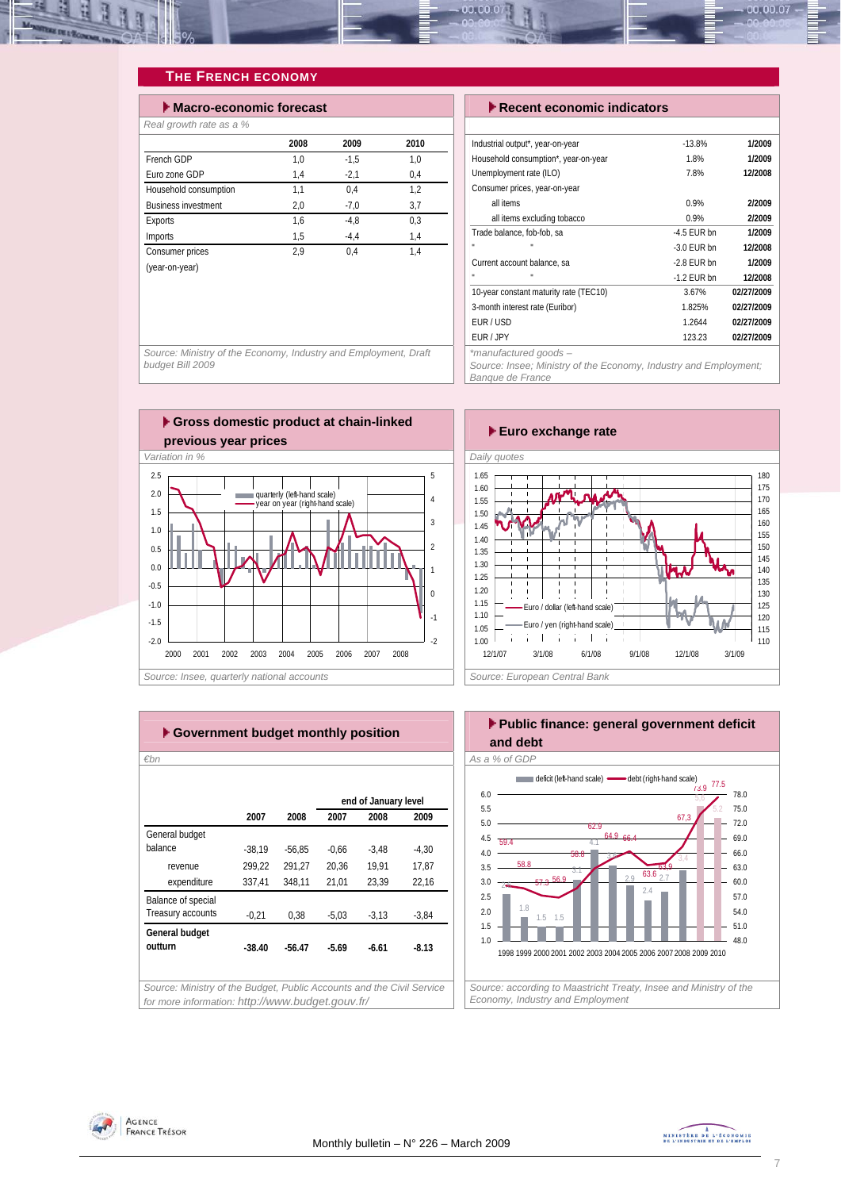# The French Economy

## Macro-economic forecast

*Real growth rate as a %*

| | 2008 | 2009 | 2010 |
|---|---|---|---|
| French GDP | 1,0 | -1,5 | 1,0 |
| Euro zone GDP | 1,4 | -2,1 | 0,4 |
| Household consumption | 1,1 | 0,4 | 1,2 |
| Business investment | 2,0 | -7,0 | 3,7 |
| Exports | 1,6 | -4,8 | 0,3 |
| Imports | 1,5 | -4,4 | 1,4 |
| Consumer prices (year-on-year) | 2,9 | 0,4 | 1,4 |

*Source: Ministry of the Economy, Industry and Employment, Draft budget Bill 2009*

## Recent economic indicators

| | | |
|---|---|---|
| Industrial output*, year-on-year | -13.8% | 1/2009 |
| Household consumption*, year-on-year | 1.8% | 1/2009 |
| Unemployment rate (ILO) | 7.8% | 12/2008 |
| Consumer prices, year-on-year | | |
| all items | 0.9% | 2/2009 |
| all items excluding tobacco | 0.9% | 2/2009 |
| Trade balance, fob-fob, sa | -4.5 EUR bn | 1/2009 |
| " " | -3.0 EUR bn | 12/2008 |
| Current account balance, sa | -2.8 EUR bn | 1/2009 |
| " " | -1.2 EUR bn | 12/2008 |
| 10-year constant maturity rate (TEC10) | 3.67% | 02/27/2009 |
| 3-month interest rate (Euribor) | 1.825% | 02/27/2009 |
| EUR / USD | 1.2644 | 02/27/2009 |
| EUR / JPY | 123.23 | 02/27/2009 |

*\*manufactured goods –*
*Source: Insee; Ministry of the Economy, Industry and Employment; Banque de France*

## Gross domestic product at chain-linked previous year prices

*Variation in %*

*Source: Insee, quarterly national accounts*

## Euro exchange rate

*Daily quotes*

*Source: European Central Bank*

## Government budget monthly position

*€bn*

| | 2007 | 2008 | end of January level 2007 | 2008 | 2009 |
|---|---|---|---|---|---|
| General budget balance | -38,19 | -56,85 | -0,66 | -3,48 | -4,30 |
| revenue | 299,22 | 291,27 | 20,36 | 19,91 | 17,87 |
| expenditure | 337,41 | 348,11 | 21,01 | 23,39 | 22,16 |
| Balance of special Treasury accounts | -0,21 | 0,38 | -5,03 | -3,13 | -3,84 |
| **General budget outturn** | **-38.40** | **-56.47** | **-5.69** | **-6.61** | **-8.13** |

*Source: Ministry of the Budget, Public Accounts and the Civil Service for more information: http://www.budget.gouv.fr/*

## Public finance: general government deficit and debt

*As a % of GDP*

*Source: according to Maastricht Treaty, Insee and Ministry of the Economy, Industry and Employment*

Monthly bulletin – N° 226 – March 2009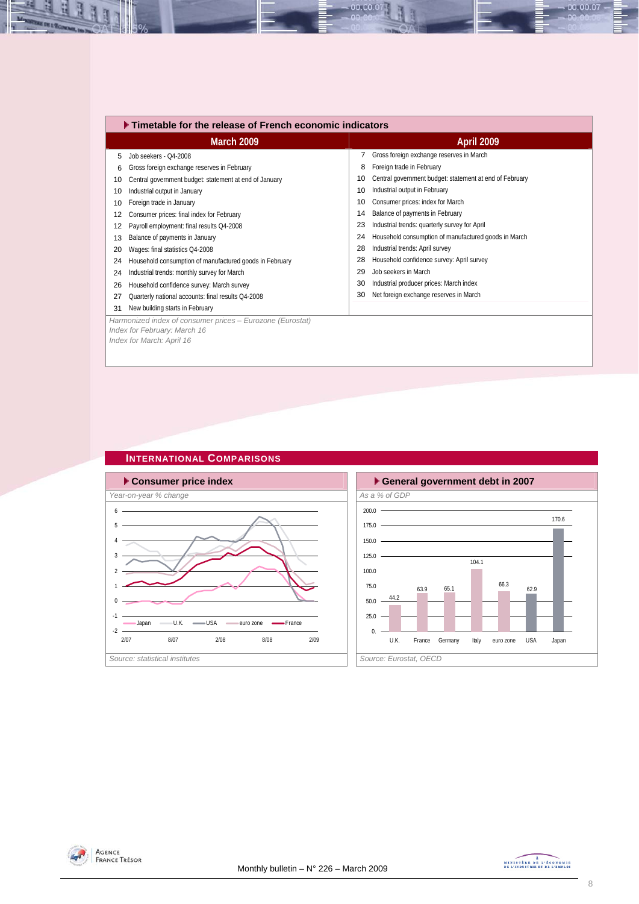## Timetable for the release of French economic indicators

| March 2009 | | April 2009 | |
|---|---|---|---|
| 5 | Job seekers - Q4-2008 | 7 | Gross foreign exchange reserves in March |
| 6 | Gross foreign exchange reserves in February | 8 | Foreign trade in February |
| 10 | Central government budget: statement at end of January | 10 | Central government budget: statement at end of February |
| 10 | Industrial output in January | 10 | Industrial output in February |
| 10 | Foreign trade in January | 10 | Consumer prices: index for March |
| 12 | Consumer prices: final index for February | 14 | Balance of payments in February |
| 12 | Payroll employment: final results Q4-2008 | 23 | Industrial trends: quarterly survey for April |
| 13 | Balance of payments in January | 24 | Household consumption of manufactured goods in March |
| 20 | Wages: final statistics Q4-2008 | 28 | Industrial trends: April survey |
| 24 | Household consumption of manufactured goods in February | 28 | Household confidence survey: April survey |
| 24 | Industrial trends: monthly survey for March | 29 | Job seekers in March |
| 26 | Household confidence survey: March survey | 30 | Industrial producer prices: March index |
| 27 | Quarterly national accounts: final results Q4-2008 | 30 | Net foreign exchange reserves in March |
| 31 | New building starts in February | | |

*Harmonized index of consumer prices – Eurozone (Eurostat)*
*Index for February: March 16*
*Index for March: April 16*

## International Comparisons

### Consumer price index

*Year-on-year % change*

Legend: Japan, U.K., USA, euro zone, France

*Source: statistical institutes*

### General government debt in 2007

*As a % of GDP*

| U.K. | France | Germany | Italy | euro zone | USA | Japan |
|---|---|---|---|---|---|---|
| 44.2 | 63.9 | 65.1 | 104.1 | 66.3 | 62.9 | 170.6 |

*Source: Eurostat, OECD*

Monthly bulletin – N° 226 – March 2009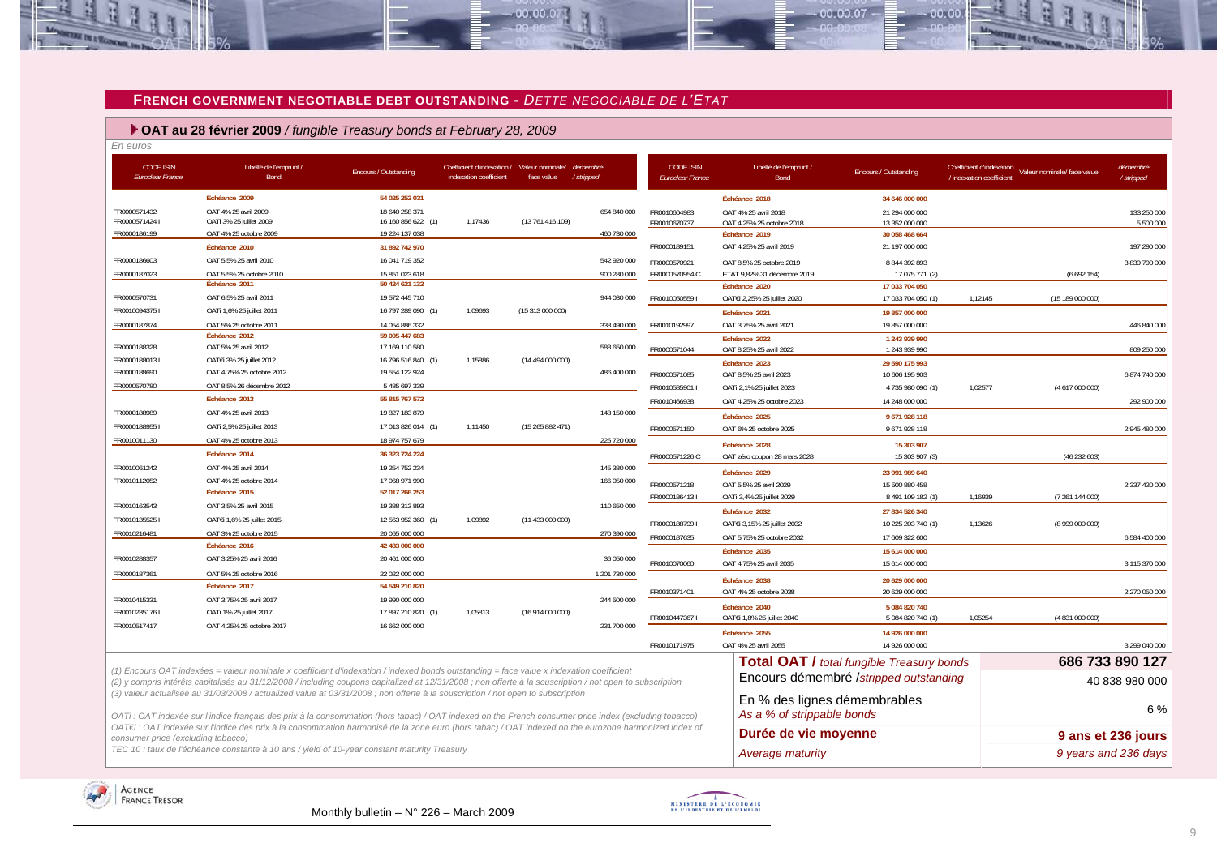## FRENCH GOVERNMENT NEGOTIABLE DEBT OUTSTANDING - *DETTE NEGOCIABLE DE L'ETAT*

### OAT au 28 février 2009 */ fungible Treasury bonds at February 28, 2009*

*En euros*

| CODE ISIN *Euroclear France* | Libellé de l'emprunt / Bond | Encours / Outstanding | Coefficient d'indexation / indexation coefficient | Valeur nominale/ face value | démembré / stripped |
|---|---|---|---|---|---|
| | **Échéance 2009** | **54 025 252 031** | | | |
| FR0000571432 | OAT 4% 25 avril 2009 | 18 640 258 371 | | | 654 840 000 |
| FR0000571424 I | OATi 3% 25 juillet 2009 | 16 160 856 622 (1) | 1,17436 | (13 761 416 109) | |
| FR0000186199 | OAT 4% 25 octobre 2009 | 19 224 137 038 | | | 460 730 000 |
| | **Échéance 2010** | **31 892 742 970** | | | |
| FR0000186603 | OAT 5,5% 25 avril 2010 | 16 041 719 352 | | | 542 920 000 |
| FR0000187023 | OAT 5,5% 25 octobre 2010 | 15 851 023 618 | | | 900 280 000 |
| | **Échéance 2011** | **50 424 621 132** | | | |
| FR0000570731 | OAT 6,5% 25 avril 2011 | 19 572 445 710 | | | 944 030 000 |
| FR0010094375 I | OATi 1,6% 25 juillet 2011 | 16 797 289 090 (1) | 1,09693 | (15 313 000 000) | |
| FR0000187874 | OAT 5% 25 octobre 2011 | 14 054 886 332 | | | 338 490 000 |
| | **Échéance 2012** | **59 005 447 683** | | | |
| FR0000188328 | OAT 5% 25 avril 2012 | 17 169 110 580 | | | 588 650 000 |
| FR0000188013 I | OAT€i 3% 25 juillet 2012 | 16 796 516 840 (1) | 1,15886 | (14 494 000 000) | |
| FR0000188690 | OAT 4,75% 25 octobre 2012 | 19 554 122 924 | | | 486 400 000 |
| FR0000570780 | OAT 8,5% 26 décembre 2012 | 5 485 697 339 | | | |
| | **Échéance 2013** | **55 815 767 572** | | | |
| FR0000188989 | OAT 4% 25 avril 2013 | 19 827 183 879 | | | 148 150 000 |
| FR0000188955 I | OATi 2,5% 25 juillet 2013 | 17 013 826 014 (1) | 1,11450 | (15 265 882 471) | |
| FR0010011130 | OAT 4% 25 octobre 2013 | 18 974 757 679 | | | 225 720 000 |
| | **Échéance 2014** | **36 323 724 224** | | | |
| FR0010061242 | OAT 4% 25 avril 2014 | 19 254 752 234 | | | 145 380 000 |
| FR0010112052 | OAT 4% 25 octobre 2014 | 17 068 971 990 | | | 166 050 000 |
| | **Échéance 2015** | **52 017 266 253** | | | |
| FR0010163543 | OAT 3,5% 25 avril 2015 | 19 388 313 893 | | | 110 650 000 |
| FR0010135525 I | OAT€i 1,6% 25 juillet 2015 | 12 563 952 360 (1) | 1,09892 | (11 433 000 000) | |
| FR0010216481 | OAT 3% 25 octobre 2015 | 20 065 000 000 | | | 270 390 000 |
| | **Échéance 2016** | **42 483 000 000** | | | |
| FR0010288357 | OAT 3,25% 25 avril 2016 | 20 461 000 000 | | | 36 050 000 |
| FR0000187361 | OAT 5% 25 octobre 2016 | 22 022 000 000 | | | 1 201 730 000 |
| | **Échéance 2017** | **54 549 210 820** | | | |
| FR0010415331 | OAT 3,75% 25 avril 2017 | 19 990 000 000 | | | 244 500 000 |
| FR0010235176 I | OATi 1% 25 juillet 2017 | 17 897 210 820 (1) | 1,05813 | (16 914 000 000) | |
| FR0010517417 | OAT 4,25% 25 octobre 2017 | 16 662 000 000 | | | 231 700 000 |
| | **Échéance 2018** | **34 646 000 000** | | | |
| FR0010604983 | OAT 4% 25 avril 2018 | 21 294 000 000 | | | 133 250 000 |
| FR0010670737 | OAT 4,25% 25 octobre 2018 | 13 352 000 000 | | | 5 500 000 |
| | **Échéance 2019** | **30 058 468 664** | | | |
| FR0000189151 | OAT 4,25% 25 avril 2019 | 21 197 000 000 | | | 197 290 000 |
| FR0000570921 | OAT 8,5% 25 octobre 2019 | 8 844 392 893 | | | 3 830 790 000 |
| FR0000570954 C | ETAT 9,82% 31 décembre 2019 | 17 075 771 (2) | | (6 692 154) | |
| | **Échéance 2020** | **17 033 704 050** | | | |
| FR0010050559 I | OAT€i 2,25% 25 juillet 2020 | 17 033 704 050 (1) | 1,12145 | (15 189 000 000) | |
| | **Échéance 2021** | **19 857 000 000** | | | |
| FR0010192997 | OAT 3,75% 25 avril 2021 | 19 857 000 000 | | | 446 840 000 |
| | **Échéance 2022** | **1 243 939 990** | | | |
| FR0000571044 | OAT 8,25% 25 avril 2022 | 1 243 939 990 | | | 809 250 000 |
| | **Échéance 2023** | **29 590 175 993** | | | |
| FR0000571085 | OAT 8,5% 25 avril 2023 | 10 606 195 903 | | | 6 874 740 000 |
| FR0010585901 I | OATi 2,1% 25 juillet 2023 | 4 735 980 090 (1) | 1,02577 | (4 617 000 000) | |
| FR0010466938 | OAT 4,25% 25 octobre 2023 | 14 248 000 000 | | | 292 900 000 |
| | **Échéance 2025** | **9 671 928 118** | | | |
| FR0000571150 | OAT 6% 25 octobre 2025 | 9 671 928 118 | | | 2 945 480 000 |
| | **Échéance 2028** | **15 303 907** | | | |
| FR0000571226 C | OAT zéro coupon 28 mars 2028 | 15 303 907 (3) | | (46 232 603) | |
| | **Échéance 2029** | **23 991 989 640** | | | |
| FR0000571218 | OAT 5,5% 25 avril 2029 | 15 500 880 458 | | | 2 337 420 000 |
| FR0000186413 I | OATi 3,4% 25 juillet 2029 | 8 491 109 182 (1) | 1,16939 | (7 261 144 000) | |
| | **Échéance 2032** | **27 834 526 340** | | | |
| FR0000188799 I | OAT€i 3,15% 25 juillet 2032 | 10 225 203 740 (1) | 1,13626 | (8 999 000 000) | |
| FR0000187635 | OAT 5,75% 25 octobre 2032 | 17 609 322 600 | | | 6 584 400 000 |
| | **Échéance 2035** | **15 614 000 000** | | | |
| FR0010070060 | OAT 4,75% 25 avril 2035 | 15 614 000 000 | | | 3 115 370 000 |
| | **Échéance 2038** | **20 629 000 000** | | | |
| FR0010371401 | OAT 4% 25 octobre 2038 | 20 629 000 000 | | | 2 270 050 000 |
| | **Échéance 2040** | **5 084 820 740** | | | |
| FR0010447367 I | OAT€i 1,8% 25 juillet 2040 | 5 084 820 740 (1) | 1,05254 | (4 831 000 000) | |
| | **Échéance 2055** | **14 926 000 000** | | | |
| FR0010171975 | OAT 4% 25 avril 2055 | 14 926 000 000 | | | 3 299 040 000 |

| | |
|---|---|
| **Total OAT /** *total fungible Treasury bonds* | **686 733 890 127** |
| Encours démembré /*stripped outstanding* | 40 838 980 000 |
| En % des lignes démembrables *As a % of strippable bonds* | 6 % |
| **Durée de vie moyenne** *Average maturity* | **9 ans et 236 jours** *9 years and 236 days* |

*(1) Encours OAT indexées = valeur nominale x coefficient d'indexation / indexed bonds outstanding = face value x indexation coefficient*

*(2) y compris intérêts capitalisés au 31/12/2008 / including coupons capitalized at 12/31/2008 ; non offerte à la souscription / not open to subscription*

*(3) valeur actualisée au 31/03/2008 / actualized value at 03/31/2008 ; non offerte à la souscription / not open to subscription*

*OATi : OAT indexée sur l'indice français des prix à la consommation (hors tabac) / OAT indexed on the French consumer price index (excluding tobacco)*

*OAT€i : OAT indexée sur l'indice des prix à la consommation harmonisé de la zone euro (hors tabac) / OAT indexed on the eurozone harmonized index of consumer price (excluding tobacco)*

*TEC 10 : taux de l'échéance constante à 10 ans / yield of 10-year constant maturity Treasury*

Monthly bulletin – N° 226 – March 2009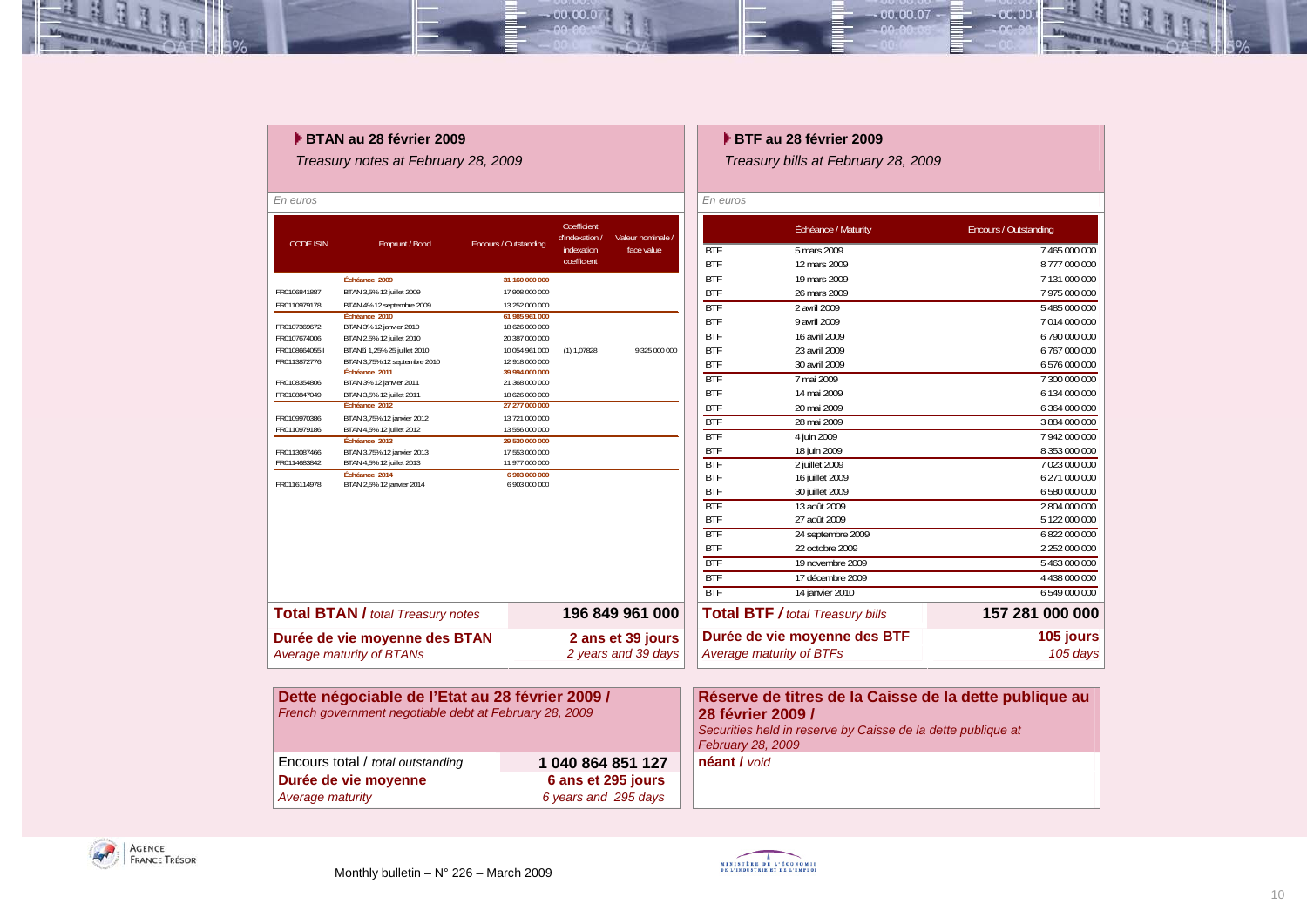## BTAN au 28 février 2009

*Treasury notes at February 28, 2009*

*En euros*

| CODE ISIN | Emprunt / Bond | Encours / Outstanding | Coefficient d'indexation / indexation coefficient | Valeur nominale / face value |
|---|---|---|---|---|
| | **Échéance 2009** | **31 160 000 000** | | |
| FR0106841887 | BTAN 3,5% 12 juillet 2009 | 17 908 000 000 | | |
| FR0110979178 | BTAN 4% 12 septembre 2009 | 13 252 000 000 | | |
| | **Échéance 2010** | **61 985 961 000** | | |
| FR0107369672 | BTAN 3% 12 janvier 2010 | 18 626 000 000 | | |
| FR0107674006 | BTAN 2,5% 12 juillet 2010 | 20 387 000 000 | | |
| FR0108664055 I | BTAN€ 1,25% 25 juillet 2010 | 10 054 961 000 | (1) 1,07828 | 9 325 000 000 |
| FR0113872776 | BTAN 3,75% 12 septembre 2010 | 12 918 000 000 | | |
| | **Échéance 2011** | **39 994 000 000** | | |
| FR0108354806 | BTAN 3% 12 janvier 2011 | 21 368 000 000 | | |
| FR0108847049 | BTAN 3,5% 12 juillet 2011 | 18 626 000 000 | | |
| | **Échéance 2012** | **27 277 000 000** | | |
| FR0109970386 | BTAN 3,75% 12 janvier 2012 | 13 721 000 000 | | |
| FR0110979186 | BTAN 4,5% 12 juillet 2012 | 13 556 000 000 | | |
| | **Échéance 2013** | **29 530 000 000** | | |
| FR0113087466 | BTAN 3,75% 12 janvier 2013 | 17 553 000 000 | | |
| FR0114683842 | BTAN 4,5% 12 juillet 2013 | 11 977 000 000 | | |
| | **Échéance 2014** | **6 903 000 000** | | |
| FR0116114978 | BTAN 2,5% 12 janvier 2014 | 6 903 000 000 | | |

**Total BTAN /** *total Treasury notes* — **196 849 961 000**

**Durée de vie moyenne des BTAN** — **2 ans et 39 jours**
*Average maturity of BTANs* — *2 years and 39 days*

## BTF au 28 février 2009

*Treasury bills at February 28, 2009*

*En euros*

| | Échéance / Maturity | Encours / Outstanding |
|---|---|---|
| BTF | 5 mars 2009 | 7 465 000 000 |
| BTF | 12 mars 2009 | 8 777 000 000 |
| BTF | 19 mars 2009 | 7 131 000 000 |
| BTF | 26 mars 2009 | 7 975 000 000 |
| BTF | 2 avril 2009 | 5 485 000 000 |
| BTF | 9 avril 2009 | 7 014 000 000 |
| BTF | 16 avril 2009 | 6 790 000 000 |
| BTF | 23 avril 2009 | 6 767 000 000 |
| BTF | 30 avril 2009 | 6 576 000 000 |
| BTF | 7 mai 2009 | 7 300 000 000 |
| BTF | 14 mai 2009 | 6 134 000 000 |
| BTF | 20 mai 2009 | 6 364 000 000 |
| BTF | 28 mai 2009 | 3 884 000 000 |
| BTF | 4 juin 2009 | 7 942 000 000 |
| BTF | 18 juin 2009 | 8 353 000 000 |
| BTF | 2 juillet 2009 | 7 023 000 000 |
| BTF | 16 juillet 2009 | 6 271 000 000 |
| BTF | 30 juillet 2009 | 6 580 000 000 |
| BTF | 13 août 2009 | 2 804 000 000 |
| BTF | 27 août 2009 | 5 122 000 000 |
| BTF | 24 septembre 2009 | 6 822 000 000 |
| BTF | 22 octobre 2009 | 2 252 000 000 |
| BTF | 19 novembre 2009 | 5 463 000 000 |
| BTF | 17 décembre 2009 | 4 438 000 000 |
| BTF | 14 janvier 2010 | 6 549 000 000 |

**Total BTF /** *total Treasury bills* — **157 281 000 000**

**Durée de vie moyenne des BTF** — **105 jours**
*Average maturity of BTFs* — *105 days*

## Dette négociable de l'Etat au 28 février 2009 /

*French government negotiable debt at February 28, 2009*

| | |
|---|---|
| Encours total / *total outstanding* | **1 040 864 851 127** |
| **Durée de vie moyenne** | **6 ans et 295 jours** |
| *Average maturity* | *6 years and 295 days* |

## Réserve de titres de la Caisse de la dette publique au 28 février 2009 /

*Securities held in reserve by Caisse de la dette publique at February 28, 2009*

**néant /** *void*

Monthly bulletin – N° 226 – March 2009